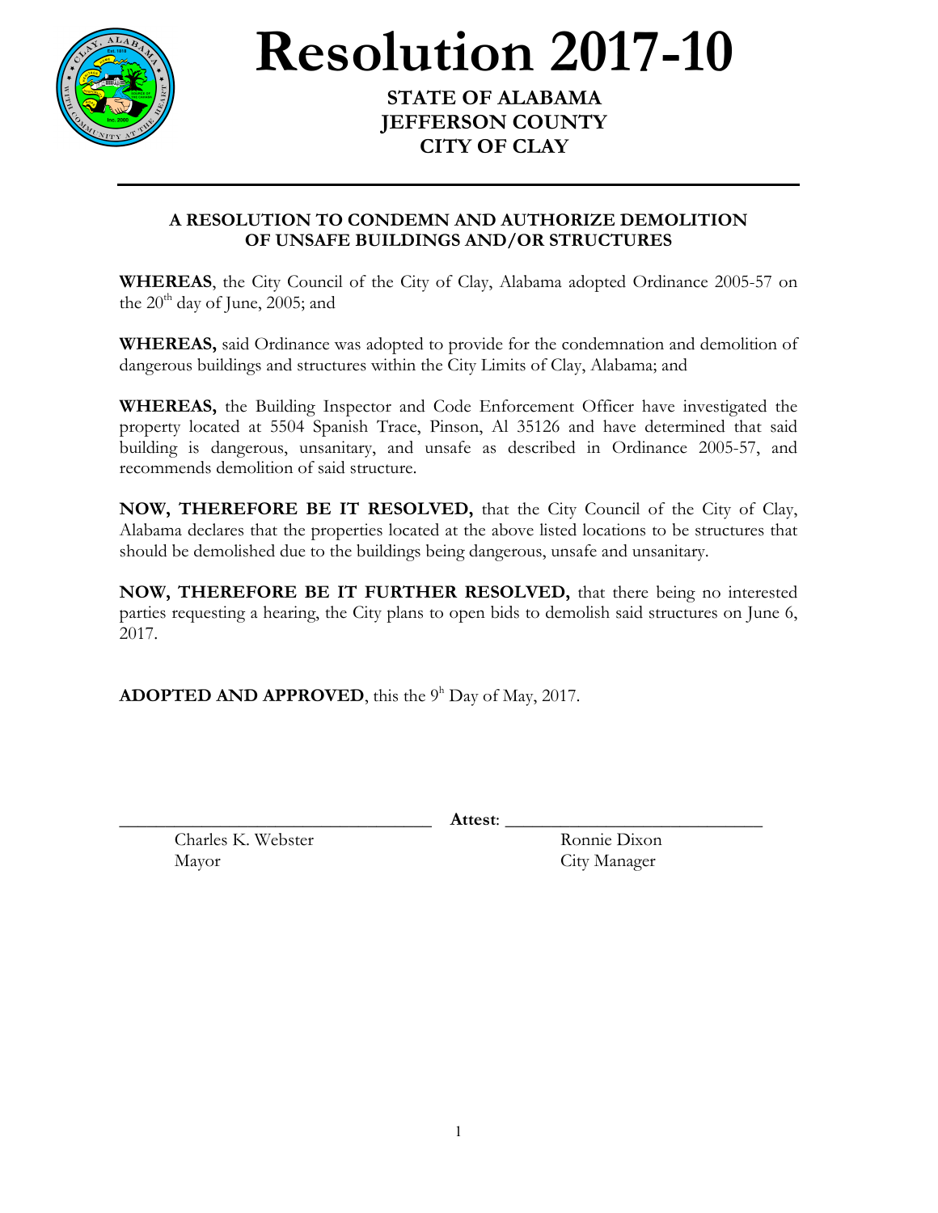# Resolution 2017-10

**STATE OF ALABAMA**
**JEFFERSON COUNTY**
**CITY OF CLAY**

---

**A RESOLUTION TO CONDEMN AND AUTHORIZE DEMOLITION OF UNSAFE BUILDINGS AND/OR STRUCTURES**

**WHEREAS**, the City Council of the City of Clay, Alabama adopted Ordinance 2005-57 on the 20th day of June, 2005; and

**WHEREAS,** said Ordinance was adopted to provide for the condemnation and demolition of dangerous buildings and structures within the City Limits of Clay, Alabama; and

**WHEREAS,** the Building Inspector and Code Enforcement Officer have investigated the property located at 5504 Spanish Trace, Pinson, Al 35126 and have determined that said building is dangerous, unsanitary, and unsafe as described in Ordinance 2005-57, and recommends demolition of said structure.

**NOW, THEREFORE BE IT RESOLVED,** that the City Council of the City of Clay, Alabama declares that the properties located at the above listed locations to be structures that should be demolished due to the buildings being dangerous, unsafe and unsanitary.

**NOW, THEREFORE BE IT FURTHER RESOLVED,** that there being no interested parties requesting a hearing, the City plans to open bids to demolish said structures on June 6, 2017.

**ADOPTED AND APPROVED**, this the 9h Day of May, 2017.

\_\_\_\_\_\_\_\_\_\_\_\_\_\_\_\_\_\_\_\_\_\_\_\_\_\_\_\_\_\_\_\_ **Attest**: \_\_\_\_\_\_\_\_\_\_\_\_\_\_\_\_\_\_\_\_\_\_\_\_\_\_\_\_\_\_

Charles K. Webster
Mayor

Ronnie Dixon
City Manager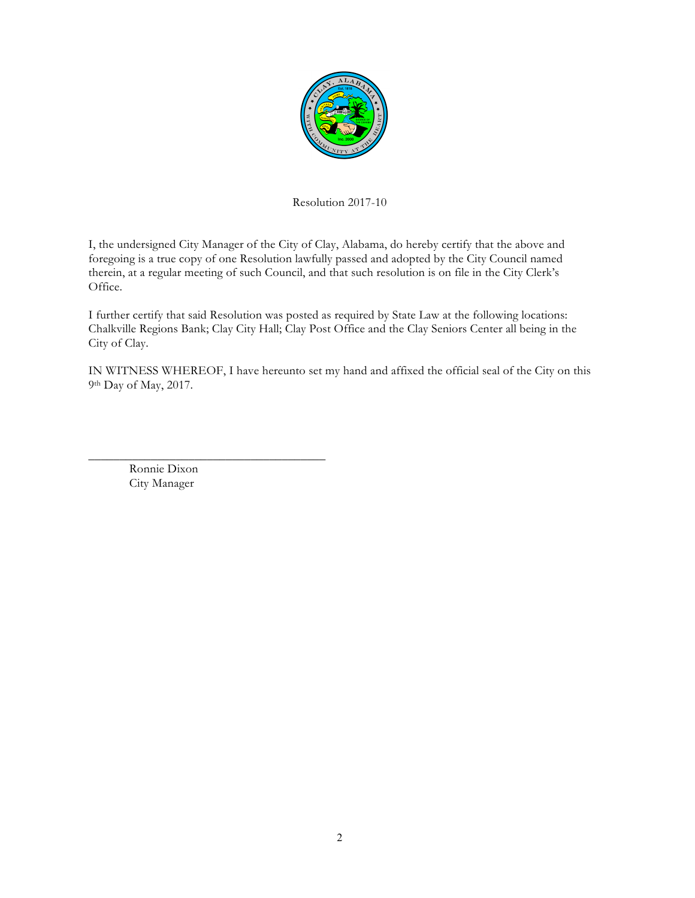Resolution 2017-10

I, the undersigned City Manager of the City of Clay, Alabama, do hereby certify that the above and foregoing is a true copy of one Resolution lawfully passed and adopted by the City Council named therein, at a regular meeting of such Council, and that such resolution is on file in the City Clerk's Office.

I further certify that said Resolution was posted as required by State Law at the following locations: Chalkville Regions Bank; Clay City Hall; Clay Post Office and the Clay Seniors Center all being in the City of Clay.

IN WITNESS WHEREOF, I have hereunto set my hand and affixed the official seal of the City on this 9th Day of May, 2017.

\_\_\_\_\_\_\_\_\_\_\_\_\_\_\_\_\_\_\_\_\_\_\_\_\_\_\_\_\_\_\_\_\_\_\_\_\_\_\_\_

Ronnie Dixon
City Manager